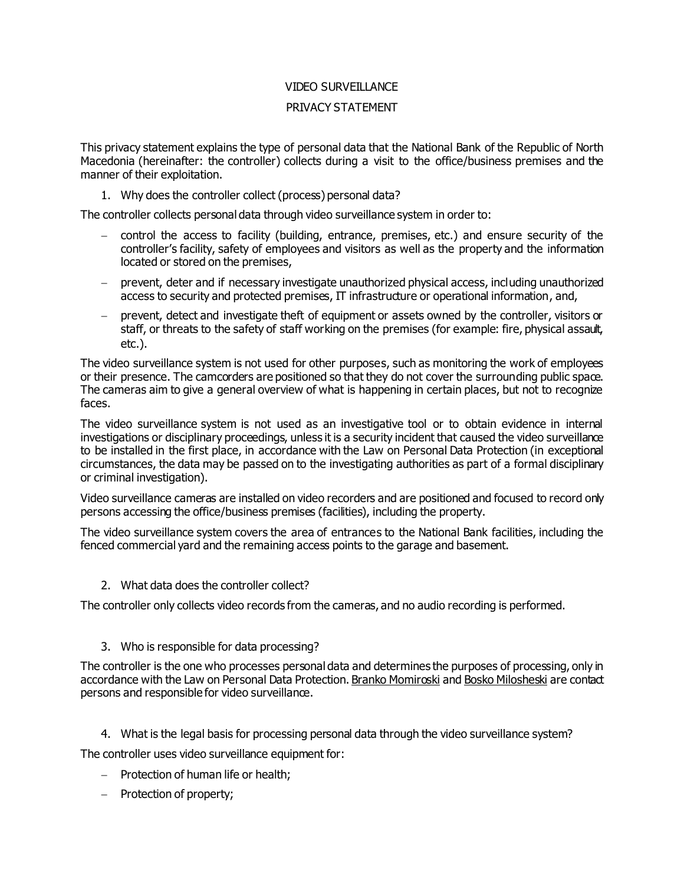# VIDEO SURVEILLANCE

## PRIVACY STATEMENT

This privacy statement explains the type of personal data that the National Bank of the Republic of North Macedonia (hereinafter: the controller) collects during a visit to the office/business premises and the manner of their exploitation.

1. Why does the controller collect (process) personal data?

The controller collects personal data through video surveillance system in order to:

- control the access to facility (building, entrance, premises, etc.) and ensure security of the controller's facility, safety of employees and visitors as well as the property and the information located or stored on the premises,
- prevent, deter and if necessary investigate unauthorized physical access, including unauthorized access to security and protected premises, IT infrastructure or operational information, and,
- prevent, detect and investigate theft of equipment or assets owned by the controller, visitors or staff, or threats to the safety of staff working on the premises (for example: fire, physical assault, etc.).

The video surveillance system is not used for other purposes, such as monitoring the work of employees or their presence. The camcorders are positioned so that they do not cover the surrounding public space. The cameras aim to give a general overview of what is happening in certain places, but not to recognize faces.

The video surveillance system is not used as an investigative tool or to obtain evidence in internal investigations or disciplinary proceedings, unless it is a security incident that caused the video surveillance to be installed in the first place, in accordance with the Law on Personal Data Protection (in exceptional circumstances, the data may be passed on to the investigating authorities as part of a formal disciplinary or criminal investigation).

Video surveillance cameras are installed on video recorders and are positioned and focused to record only persons accessing the office/business premises (facilities), including the property.

The video surveillance system covers the area of entrances to the National Bank facilities, including the fenced commercial yard and the remaining access points to the garage and basement.

2. What data does the controller collect?

The controller only collects video records from the cameras, and no audio recording is performed.

3. Who is responsible for data processing?

The controller is the one who processes personal data and determines the purposes of processing, only in accordance with the Law on Personal Data Protection. Branko Momiroski and Bosko Milosheski are contact persons and responsible for video surveillance.

4. What is the legal basis for processing personal data through the video surveillance system?

The controller uses video surveillance equipment for:

- Protection of human life or health;
- Protection of property;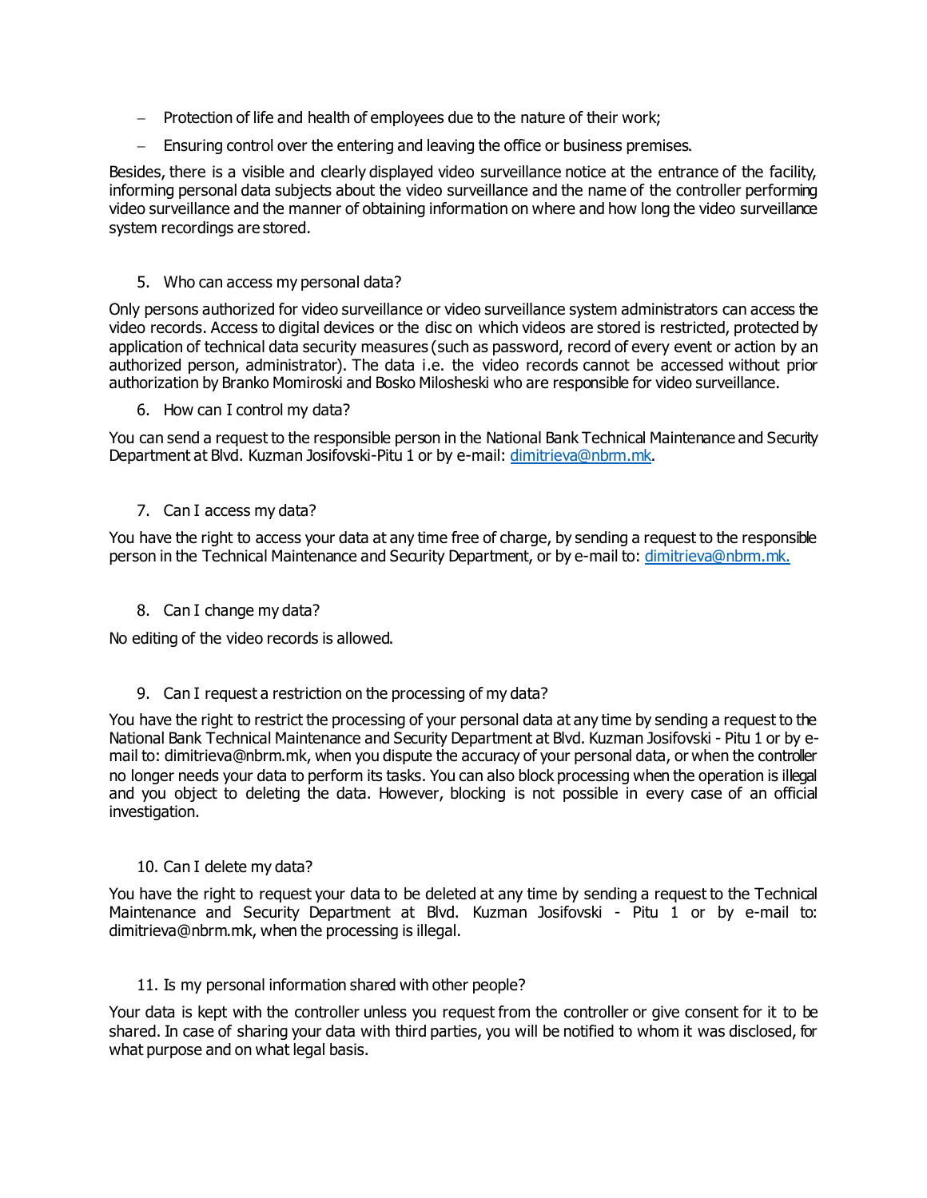- Protection of life and health of employees due to the nature of their work;
- Ensuring control over the entering and leaving the office or business premises.

Besides, there is a visible and clearly displayed video surveillance notice at the entrance of the facility, informing personal data subjects about the video surveillance and the name of the controller performing video surveillance and the manner of obtaining information on where and how long the video surveillance system recordings are stored.

5. Who can access my personal data?

Only persons authorized for video surveillance or video surveillance system administrators can access the video records. Access to digital devices or the disc on which videos are stored is restricted, protected by application of technical data security measures (such as password, record of every event or action by an authorized person, administrator). The data i.e. the video records cannot be accessed without prior authorization by Branko Momiroski and Bosko Milosheski who are responsible for video surveillance.

6. How can I control my data?

You can send a request to the responsible person in the National Bank Technical Maintenance and Security Department at Blvd. Kuzman Josifovski-Pitu 1 or by e-mail: dimitrieva@nbrm.mk.

7. Can I access my data?

You have the right to access your data at any time free of charge, by sending a request to the responsible person in the Technical Maintenance and Security Department, or by e-mail to: dimitrieva@nbrm.mk.

8. Can I change my data?

No editing of the video records is allowed.

9. Can I request a restriction on the processing of my data?

You have the right to restrict the processing of your personal data at any time by sending a request to the National Bank Technical Maintenance and Security Department at Blvd. Kuzman Josifovski - Pitu 1 or by e-mail to: dimitrieva@nbrm.mk, when you dispute the accuracy of your personal data, or when the controller no longer needs your data to perform its tasks. You can also block processing when the operation is illegal and you object to deleting the data. However, blocking is not possible in every case of an official investigation.

10. Can I delete my data?

You have the right to request your data to be deleted at any time by sending a request to the Technical Maintenance and Security Department at Blvd. Kuzman Josifovski - Pitu 1 or by e-mail to: dimitrieva@nbrm.mk, when the processing is illegal.

11. Is my personal information shared with other people?

Your data is kept with the controller unless you request from the controller or give consent for it to be shared. In case of sharing your data with third parties, you will be notified to whom it was disclosed, for what purpose and on what legal basis.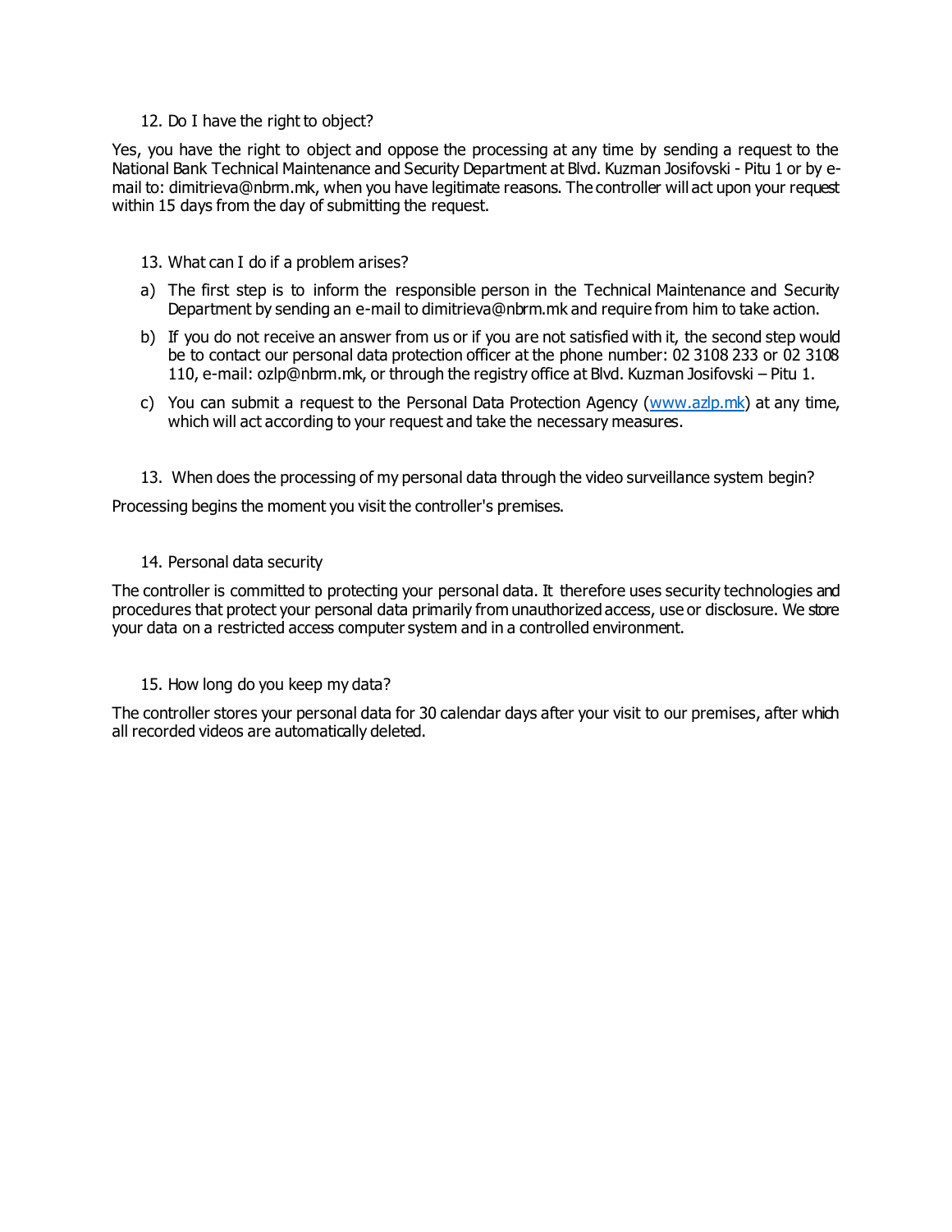12. Do I have the right to object?

Yes, you have the right to object and oppose the processing at any time by sending a request to the National Bank Technical Maintenance and Security Department at Blvd. Kuzman Josifovski - Pitu 1 or by e-mail to: dimitrieva@nbrm.mk, when you have legitimate reasons. The controller will act upon your request within 15 days from the day of submitting the request.

13. What can I do if a problem arises?

a) The first step is to inform the responsible person in the Technical Maintenance and Security Department by sending an e-mail to dimitrieva@nbrm.mk and require from him to take action.

b) If you do not receive an answer from us or if you are not satisfied with it, the second step would be to contact our personal data protection officer at the phone number: 02 3108 233 or 02 3108 110, e-mail: ozlp@nbrm.mk, or through the registry office at Blvd. Kuzman Josifovski – Pitu 1.

c) You can submit a request to the Personal Data Protection Agency (www.azlp.mk) at any time, which will act according to your request and take the necessary measures.

13. When does the processing of my personal data through the video surveillance system begin?

Processing begins the moment you visit the controller's premises.

14. Personal data security

The controller is committed to protecting your personal data. It therefore uses security technologies and procedures that protect your personal data primarily from unauthorized access, use or disclosure. We store your data on a restricted access computer system and in a controlled environment.

15. How long do you keep my data?

The controller stores your personal data for 30 calendar days after your visit to our premises, after which all recorded videos are automatically deleted.